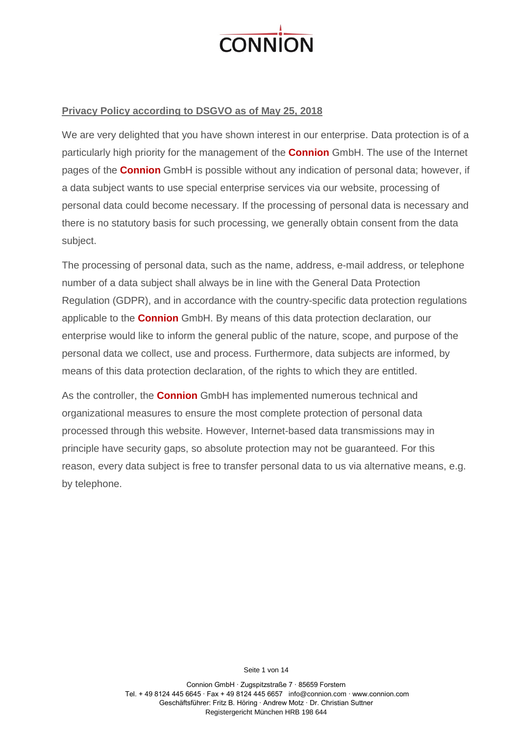**Privacy Policy according to DSGVO as of May 25, 2018**

We are very delighted that you have shown interest in our enterprise. Data protection is of a particularly high priority for the management of the **Connion** GmbH. The use of the Internet pages of the **Connion** GmbH is possible without any indication of personal data; however, if a data subject wants to use special enterprise services via our website, processing of personal data could become necessary. If the processing of personal data is necessary and there is no statutory basis for such processing, we generally obtain consent from the data subject.

The processing of personal data, such as the name, address, e-mail address, or telephone number of a data subject shall always be in line with the General Data Protection Regulation (GDPR), and in accordance with the country-specific data protection regulations applicable to the **Connion** GmbH. By means of this data protection declaration, our enterprise would like to inform the general public of the nature, scope, and purpose of the personal data we collect, use and process. Furthermore, data subjects are informed, by means of this data protection declaration, of the rights to which they are entitled.

As the controller, the **Connion** GmbH has implemented numerous technical and organizational measures to ensure the most complete protection of personal data processed through this website. However, Internet-based data transmissions may in principle have security gaps, so absolute protection may not be guaranteed. For this reason, every data subject is free to transfer personal data to us via alternative means, e.g. by telephone.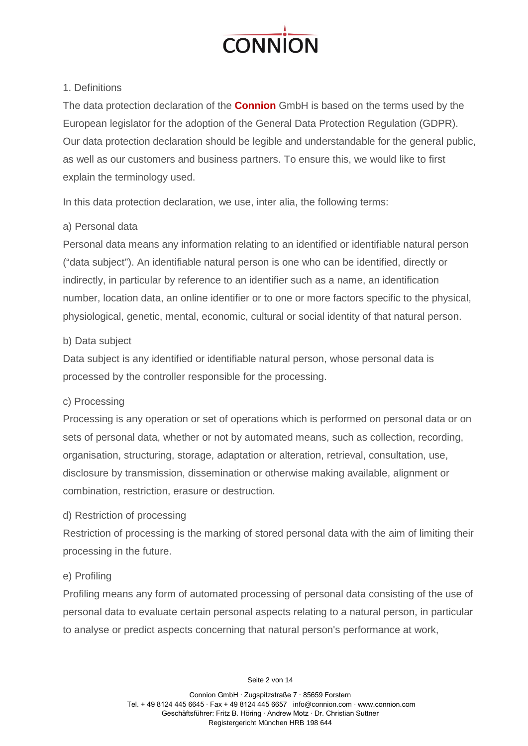## 1. Definitions

The data protection declaration of the **Connion** GmbH is based on the terms used by the European legislator for the adoption of the General Data Protection Regulation (GDPR). Our data protection declaration should be legible and understandable for the general public, as well as our customers and business partners. To ensure this, we would like to first explain the terminology used.

In this data protection declaration, we use, inter alia, the following terms:

### a) Personal data

Personal data means any information relating to an identified or identifiable natural person (“data subject”). An identifiable natural person is one who can be identified, directly or indirectly, in particular by reference to an identifier such as a name, an identification number, location data, an online identifier or to one or more factors specific to the physical, physiological, genetic, mental, economic, cultural or social identity of that natural person.

### b) Data subject

Data subject is any identified or identifiable natural person, whose personal data is processed by the controller responsible for the processing.

### c) Processing

Processing is any operation or set of operations which is performed on personal data or on sets of personal data, whether or not by automated means, such as collection, recording, organisation, structuring, storage, adaptation or alteration, retrieval, consultation, use, disclosure by transmission, dissemination or otherwise making available, alignment or combination, restriction, erasure or destruction.

### d) Restriction of processing

Restriction of processing is the marking of stored personal data with the aim of limiting their processing in the future.

### e) Profiling

Profiling means any form of automated processing of personal data consisting of the use of personal data to evaluate certain personal aspects relating to a natural person, in particular to analyse or predict aspects concerning that natural person's performance at work,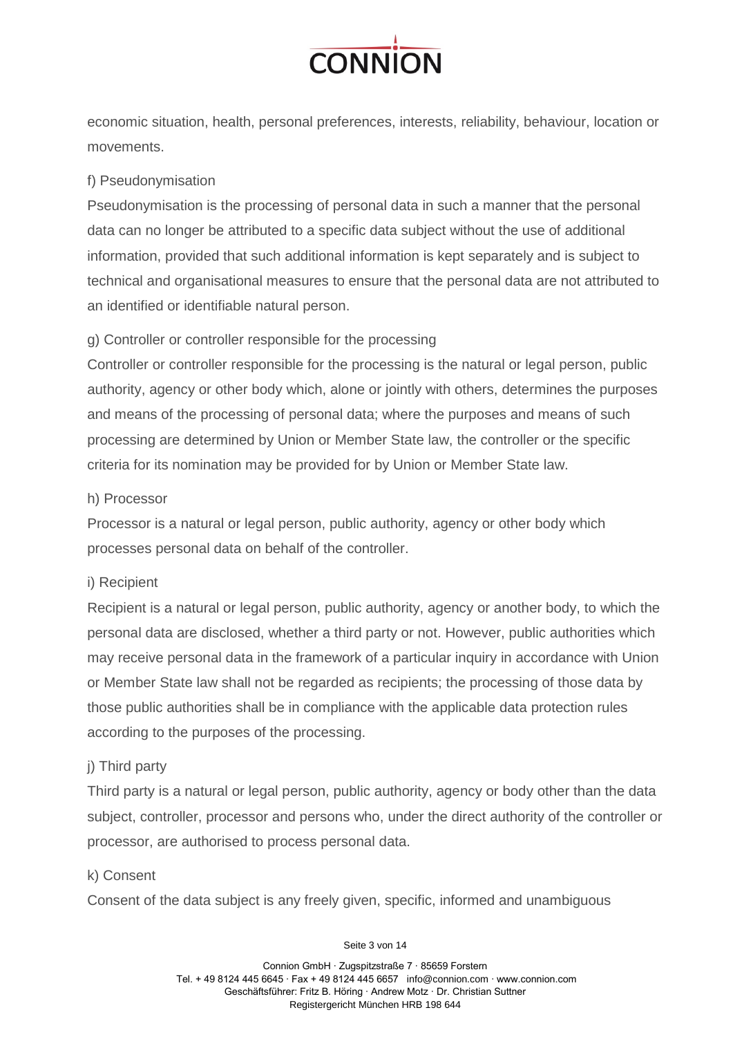economic situation, health, personal preferences, interests, reliability, behaviour, location or movements.

f) Pseudonymisation

Pseudonymisation is the processing of personal data in such a manner that the personal data can no longer be attributed to a specific data subject without the use of additional information, provided that such additional information is kept separately and is subject to technical and organisational measures to ensure that the personal data are not attributed to an identified or identifiable natural person.

g) Controller or controller responsible for the processing

Controller or controller responsible for the processing is the natural or legal person, public authority, agency or other body which, alone or jointly with others, determines the purposes and means of the processing of personal data; where the purposes and means of such processing are determined by Union or Member State law, the controller or the specific criteria for its nomination may be provided for by Union or Member State law.

h) Processor

Processor is a natural or legal person, public authority, agency or other body which processes personal data on behalf of the controller.

i) Recipient

Recipient is a natural or legal person, public authority, agency or another body, to which the personal data are disclosed, whether a third party or not. However, public authorities which may receive personal data in the framework of a particular inquiry in accordance with Union or Member State law shall not be regarded as recipients; the processing of those data by those public authorities shall be in compliance with the applicable data protection rules according to the purposes of the processing.

j) Third party

Third party is a natural or legal person, public authority, agency or body other than the data subject, controller, processor and persons who, under the direct authority of the controller or processor, are authorised to process personal data.

k) Consent

Consent of the data subject is any freely given, specific, informed and unambiguous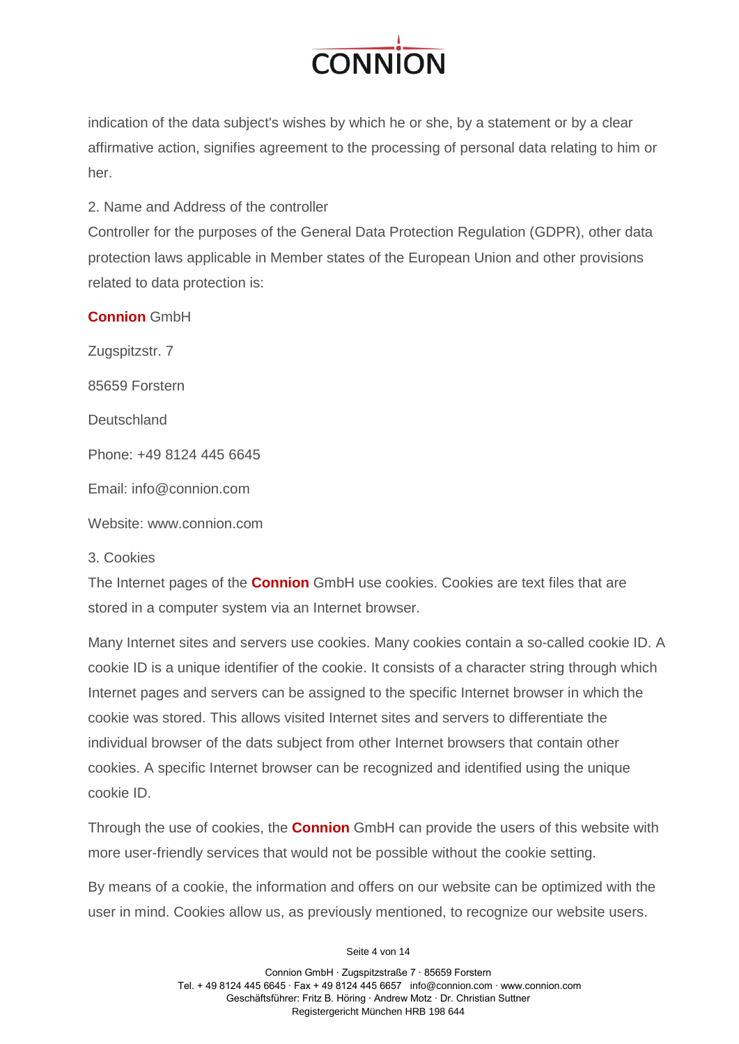indication of the data subject's wishes by which he or she, by a statement or by a clear affirmative action, signifies agreement to the processing of personal data relating to him or her.

2. Name and Address of the controller

Controller for the purposes of the General Data Protection Regulation (GDPR), other data protection laws applicable in Member states of the European Union and other provisions related to data protection is:

**Connion** GmbH

Zugspitzstr. 7

85659 Forstern

Deutschland

Phone: +49 8124 445 6645

Email: info@connion.com

Website: www.connion.com

3. Cookies

The Internet pages of the **Connion** GmbH use cookies. Cookies are text files that are stored in a computer system via an Internet browser.

Many Internet sites and servers use cookies. Many cookies contain a so-called cookie ID. A cookie ID is a unique identifier of the cookie. It consists of a character string through which Internet pages and servers can be assigned to the specific Internet browser in which the cookie was stored. This allows visited Internet sites and servers to differentiate the individual browser of the dats subject from other Internet browsers that contain other cookies. A specific Internet browser can be recognized and identified using the unique cookie ID.

Through the use of cookies, the **Connion** GmbH can provide the users of this website with more user-friendly services that would not be possible without the cookie setting.

By means of a cookie, the information and offers on our website can be optimized with the user in mind. Cookies allow us, as previously mentioned, to recognize our website users.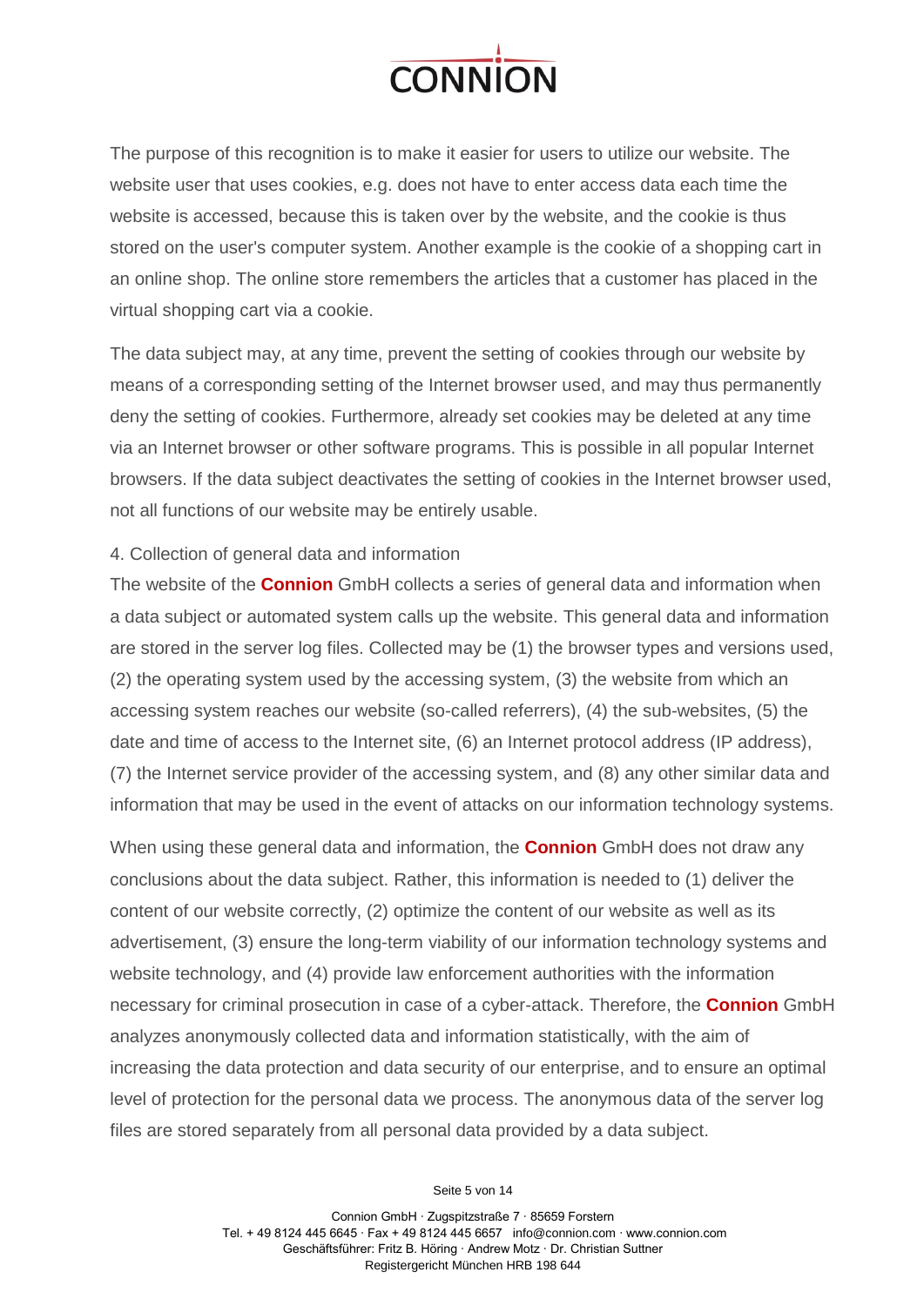The purpose of this recognition is to make it easier for users to utilize our website. The website user that uses cookies, e.g. does not have to enter access data each time the website is accessed, because this is taken over by the website, and the cookie is thus stored on the user's computer system. Another example is the cookie of a shopping cart in an online shop. The online store remembers the articles that a customer has placed in the virtual shopping cart via a cookie.

The data subject may, at any time, prevent the setting of cookies through our website by means of a corresponding setting of the Internet browser used, and may thus permanently deny the setting of cookies. Furthermore, already set cookies may be deleted at any time via an Internet browser or other software programs. This is possible in all popular Internet browsers. If the data subject deactivates the setting of cookies in the Internet browser used, not all functions of our website may be entirely usable.

4. Collection of general data and information

The website of the **Connion** GmbH collects a series of general data and information when a data subject or automated system calls up the website. This general data and information are stored in the server log files. Collected may be (1) the browser types and versions used, (2) the operating system used by the accessing system, (3) the website from which an accessing system reaches our website (so-called referrers), (4) the sub-websites, (5) the date and time of access to the Internet site, (6) an Internet protocol address (IP address), (7) the Internet service provider of the accessing system, and (8) any other similar data and information that may be used in the event of attacks on our information technology systems.

When using these general data and information, the **Connion** GmbH does not draw any conclusions about the data subject. Rather, this information is needed to (1) deliver the content of our website correctly, (2) optimize the content of our website as well as its advertisement, (3) ensure the long-term viability of our information technology systems and website technology, and (4) provide law enforcement authorities with the information necessary for criminal prosecution in case of a cyber-attack. Therefore, the **Connion** GmbH analyzes anonymously collected data and information statistically, with the aim of increasing the data protection and data security of our enterprise, and to ensure an optimal level of protection for the personal data we process. The anonymous data of the server log files are stored separately from all personal data provided by a data subject.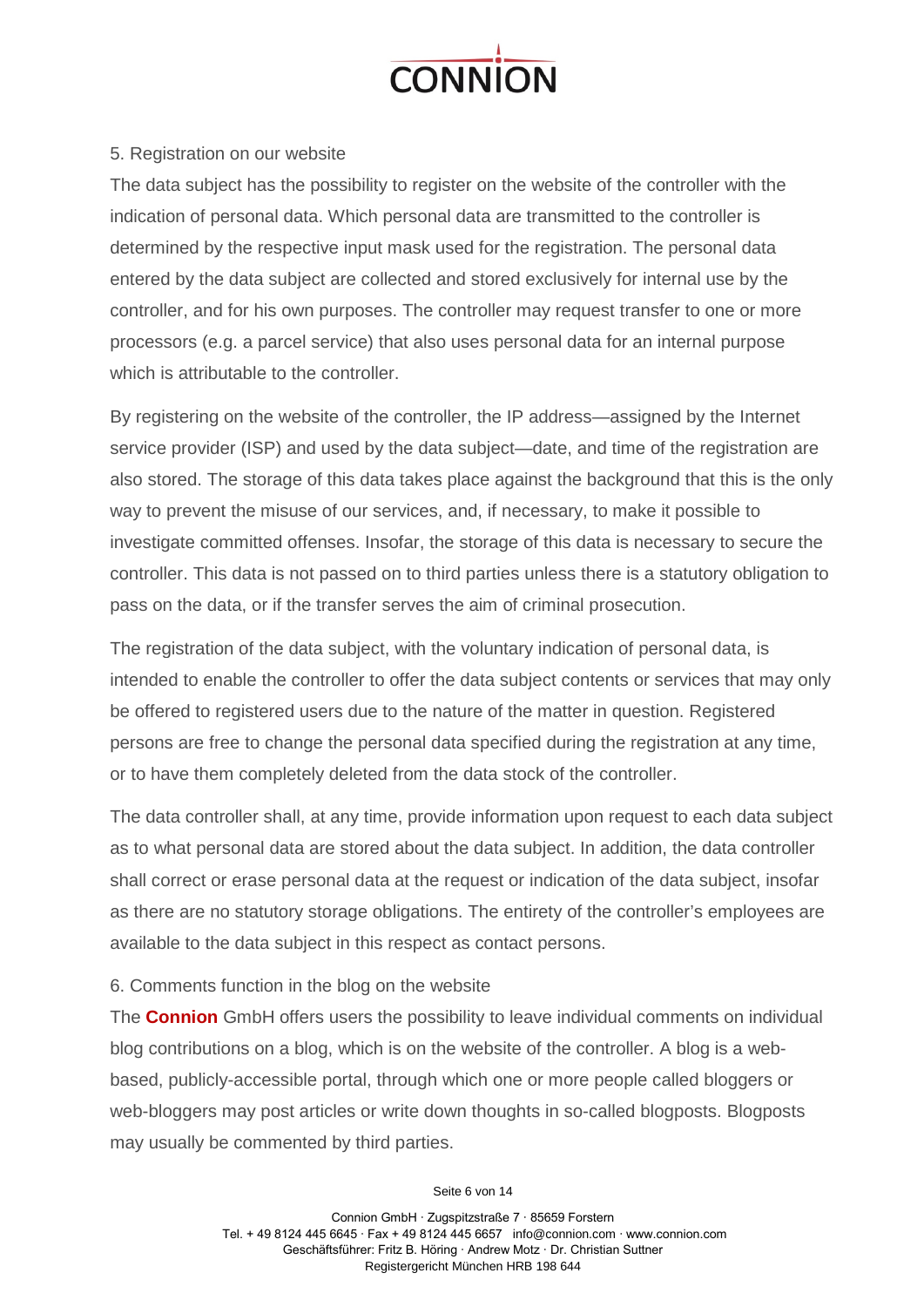## 5. Registration on our website

The data subject has the possibility to register on the website of the controller with the indication of personal data. Which personal data are transmitted to the controller is determined by the respective input mask used for the registration. The personal data entered by the data subject are collected and stored exclusively for internal use by the controller, and for his own purposes. The controller may request transfer to one or more processors (e.g. a parcel service) that also uses personal data for an internal purpose which is attributable to the controller.

By registering on the website of the controller, the IP address—assigned by the Internet service provider (ISP) and used by the data subject—date, and time of the registration are also stored. The storage of this data takes place against the background that this is the only way to prevent the misuse of our services, and, if necessary, to make it possible to investigate committed offenses. Insofar, the storage of this data is necessary to secure the controller. This data is not passed on to third parties unless there is a statutory obligation to pass on the data, or if the transfer serves the aim of criminal prosecution.

The registration of the data subject, with the voluntary indication of personal data, is intended to enable the controller to offer the data subject contents or services that may only be offered to registered users due to the nature of the matter in question. Registered persons are free to change the personal data specified during the registration at any time, or to have them completely deleted from the data stock of the controller.

The data controller shall, at any time, provide information upon request to each data subject as to what personal data are stored about the data subject. In addition, the data controller shall correct or erase personal data at the request or indication of the data subject, insofar as there are no statutory storage obligations. The entirety of the controller's employees are available to the data subject in this respect as contact persons.

## 6. Comments function in the blog on the website

The **Connion** GmbH offers users the possibility to leave individual comments on individual blog contributions on a blog, which is on the website of the controller. A blog is a web-based, publicly-accessible portal, through which one or more people called bloggers or web-bloggers may post articles or write down thoughts in so-called blogposts. Blogposts may usually be commented by third parties.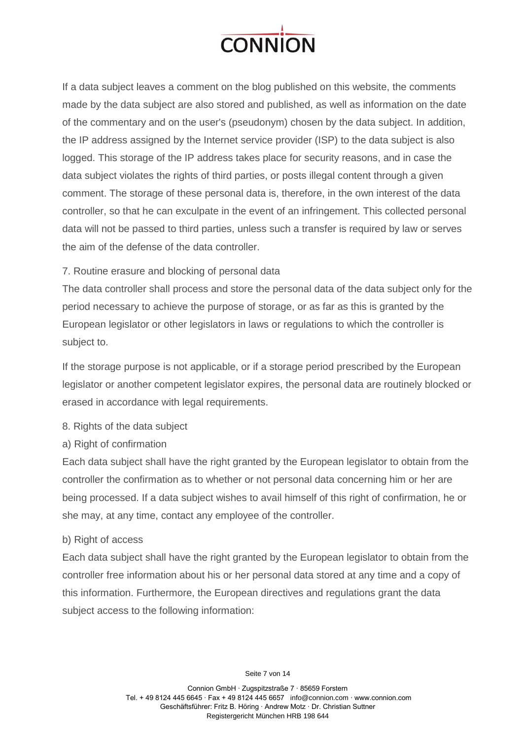If a data subject leaves a comment on the blog published on this website, the comments made by the data subject are also stored and published, as well as information on the date of the commentary and on the user's (pseudonym) chosen by the data subject. In addition, the IP address assigned by the Internet service provider (ISP) to the data subject is also logged. This storage of the IP address takes place for security reasons, and in case the data subject violates the rights of third parties, or posts illegal content through a given comment. The storage of these personal data is, therefore, in the own interest of the data controller, so that he can exculpate in the event of an infringement. This collected personal data will not be passed to third parties, unless such a transfer is required by law or serves the aim of the defense of the data controller.

## 7. Routine erasure and blocking of personal data

The data controller shall process and store the personal data of the data subject only for the period necessary to achieve the purpose of storage, or as far as this is granted by the European legislator or other legislators in laws or regulations to which the controller is subject to.

If the storage purpose is not applicable, or if a storage period prescribed by the European legislator or another competent legislator expires, the personal data are routinely blocked or erased in accordance with legal requirements.

## 8. Rights of the data subject

### a) Right of confirmation

Each data subject shall have the right granted by the European legislator to obtain from the controller the confirmation as to whether or not personal data concerning him or her are being processed. If a data subject wishes to avail himself of this right of confirmation, he or she may, at any time, contact any employee of the controller.

### b) Right of access

Each data subject shall have the right granted by the European legislator to obtain from the controller free information about his or her personal data stored at any time and a copy of this information. Furthermore, the European directives and regulations grant the data subject access to the following information: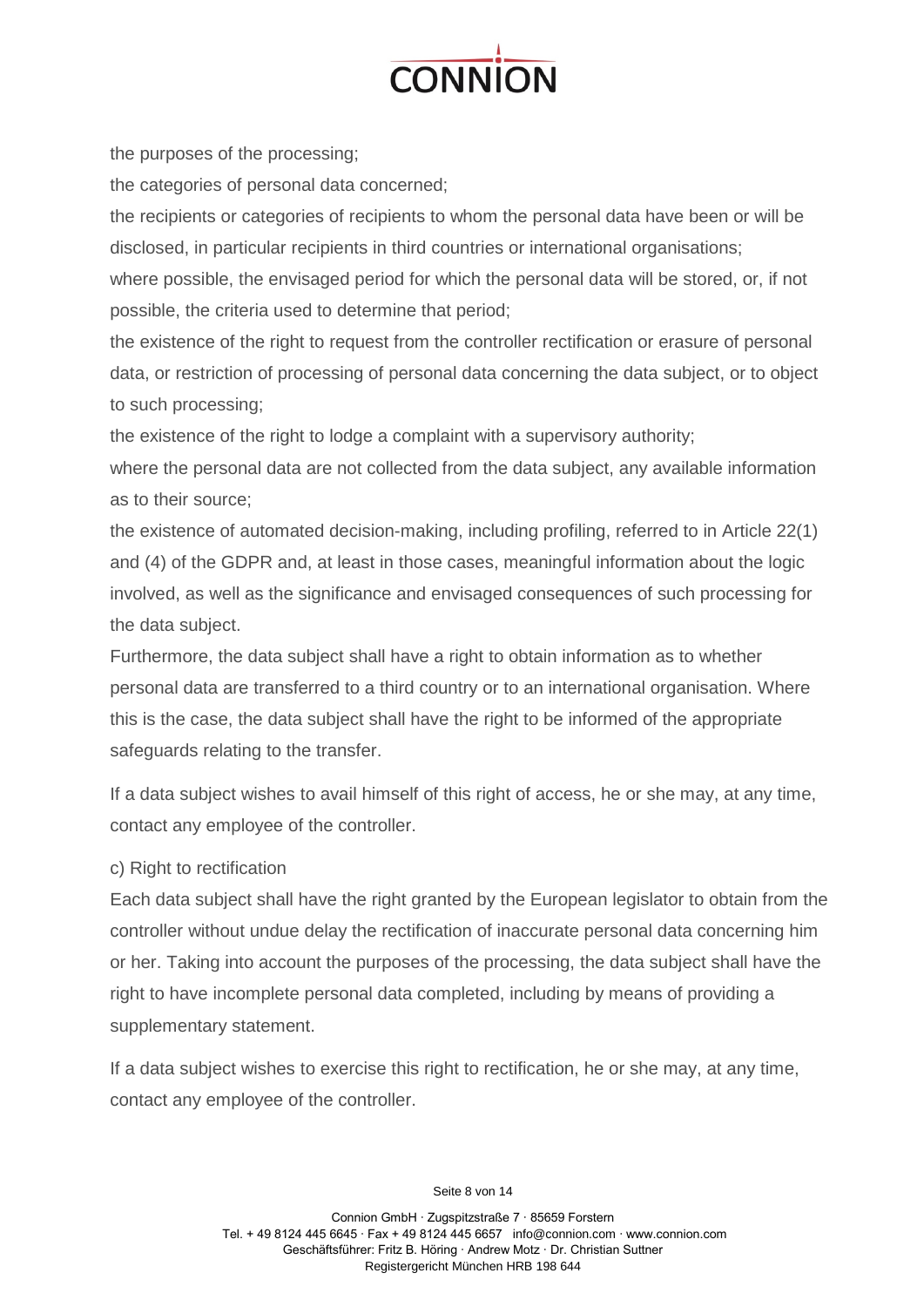the purposes of the processing;

the categories of personal data concerned;

the recipients or categories of recipients to whom the personal data have been or will be disclosed, in particular recipients in third countries or international organisations;

where possible, the envisaged period for which the personal data will be stored, or, if not possible, the criteria used to determine that period;

the existence of the right to request from the controller rectification or erasure of personal data, or restriction of processing of personal data concerning the data subject, or to object to such processing;

the existence of the right to lodge a complaint with a supervisory authority;

where the personal data are not collected from the data subject, any available information as to their source;

the existence of automated decision-making, including profiling, referred to in Article 22(1) and (4) of the GDPR and, at least in those cases, meaningful information about the logic involved, as well as the significance and envisaged consequences of such processing for the data subject.

Furthermore, the data subject shall have a right to obtain information as to whether personal data are transferred to a third country or to an international organisation. Where this is the case, the data subject shall have the right to be informed of the appropriate safeguards relating to the transfer.

If a data subject wishes to avail himself of this right of access, he or she may, at any time, contact any employee of the controller.

c) Right to rectification

Each data subject shall have the right granted by the European legislator to obtain from the controller without undue delay the rectification of inaccurate personal data concerning him or her. Taking into account the purposes of the processing, the data subject shall have the right to have incomplete personal data completed, including by means of providing a supplementary statement.

If a data subject wishes to exercise this right to rectification, he or she may, at any time, contact any employee of the controller.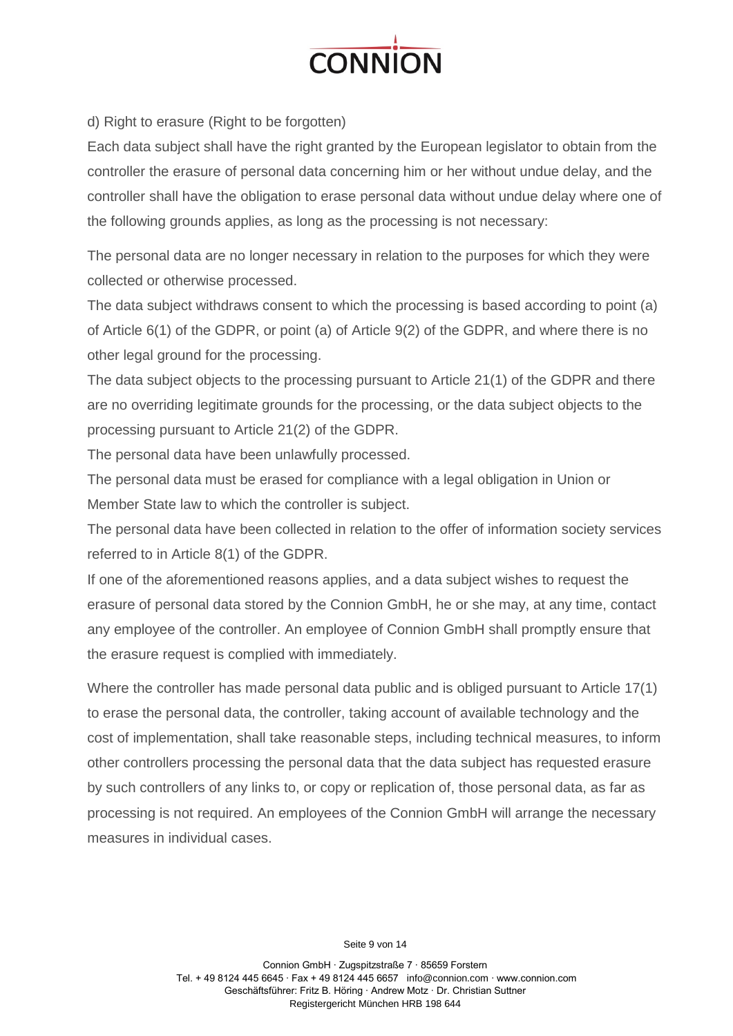d) Right to erasure (Right to be forgotten)

Each data subject shall have the right granted by the European legislator to obtain from the controller the erasure of personal data concerning him or her without undue delay, and the controller shall have the obligation to erase personal data without undue delay where one of the following grounds applies, as long as the processing is not necessary:

The personal data are no longer necessary in relation to the purposes for which they were collected or otherwise processed.

The data subject withdraws consent to which the processing is based according to point (a) of Article 6(1) of the GDPR, or point (a) of Article 9(2) of the GDPR, and where there is no other legal ground for the processing.

The data subject objects to the processing pursuant to Article 21(1) of the GDPR and there are no overriding legitimate grounds for the processing, or the data subject objects to the processing pursuant to Article 21(2) of the GDPR.

The personal data have been unlawfully processed.

The personal data must be erased for compliance with a legal obligation in Union or Member State law to which the controller is subject.

The personal data have been collected in relation to the offer of information society services referred to in Article 8(1) of the GDPR.

If one of the aforementioned reasons applies, and a data subject wishes to request the erasure of personal data stored by the Connion GmbH, he or she may, at any time, contact any employee of the controller. An employee of Connion GmbH shall promptly ensure that the erasure request is complied with immediately.

Where the controller has made personal data public and is obliged pursuant to Article 17(1) to erase the personal data, the controller, taking account of available technology and the cost of implementation, shall take reasonable steps, including technical measures, to inform other controllers processing the personal data that the data subject has requested erasure by such controllers of any links to, or copy or replication of, those personal data, as far as processing is not required. An employees of the Connion GmbH will arrange the necessary measures in individual cases.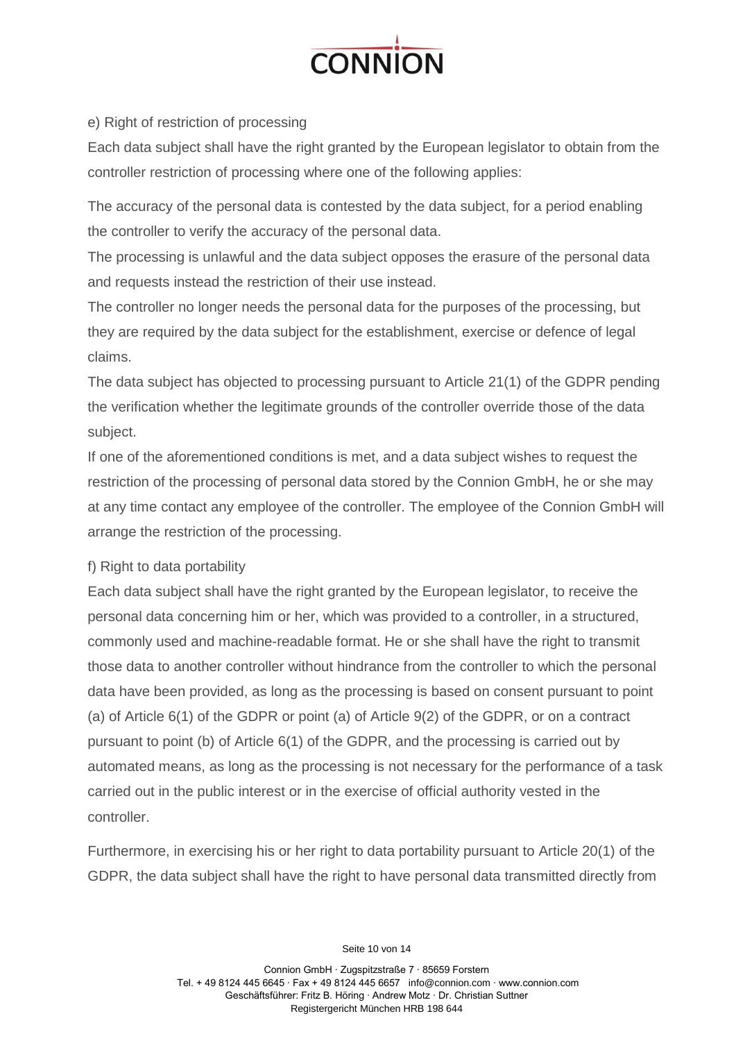e) Right of restriction of processing

Each data subject shall have the right granted by the European legislator to obtain from the controller restriction of processing where one of the following applies:

The accuracy of the personal data is contested by the data subject, for a period enabling the controller to verify the accuracy of the personal data.

The processing is unlawful and the data subject opposes the erasure of the personal data and requests instead the restriction of their use instead.

The controller no longer needs the personal data for the purposes of the processing, but they are required by the data subject for the establishment, exercise or defence of legal claims.

The data subject has objected to processing pursuant to Article 21(1) of the GDPR pending the verification whether the legitimate grounds of the controller override those of the data subject.

If one of the aforementioned conditions is met, and a data subject wishes to request the restriction of the processing of personal data stored by the Connion GmbH, he or she may at any time contact any employee of the controller. The employee of the Connion GmbH will arrange the restriction of the processing.

f) Right to data portability

Each data subject shall have the right granted by the European legislator, to receive the personal data concerning him or her, which was provided to a controller, in a structured, commonly used and machine-readable format. He or she shall have the right to transmit those data to another controller without hindrance from the controller to which the personal data have been provided, as long as the processing is based on consent pursuant to point (a) of Article 6(1) of the GDPR or point (a) of Article 9(2) of the GDPR, or on a contract pursuant to point (b) of Article 6(1) of the GDPR, and the processing is carried out by automated means, as long as the processing is not necessary for the performance of a task carried out in the public interest or in the exercise of official authority vested in the controller.

Furthermore, in exercising his or her right to data portability pursuant to Article 20(1) of the GDPR, the data subject shall have the right to have personal data transmitted directly from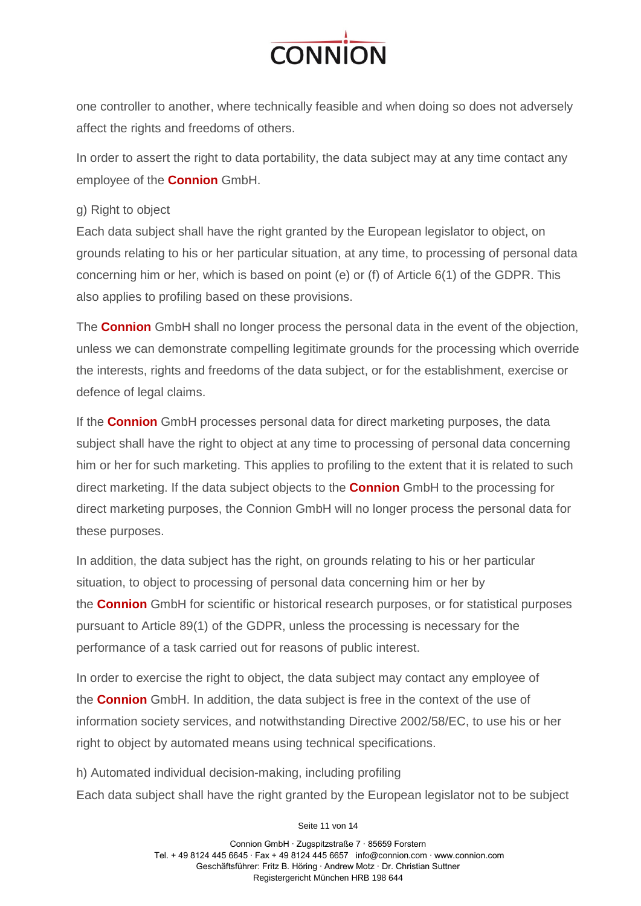one controller to another, where technically feasible and when doing so does not adversely affect the rights and freedoms of others.

In order to assert the right to data portability, the data subject may at any time contact any employee of the **Connion** GmbH.

g) Right to object

Each data subject shall have the right granted by the European legislator to object, on grounds relating to his or her particular situation, at any time, to processing of personal data concerning him or her, which is based on point (e) or (f) of Article 6(1) of the GDPR. This also applies to profiling based on these provisions.

The **Connion** GmbH shall no longer process the personal data in the event of the objection, unless we can demonstrate compelling legitimate grounds for the processing which override the interests, rights and freedoms of the data subject, or for the establishment, exercise or defence of legal claims.

If the **Connion** GmbH processes personal data for direct marketing purposes, the data subject shall have the right to object at any time to processing of personal data concerning him or her for such marketing. This applies to profiling to the extent that it is related to such direct marketing. If the data subject objects to the **Connion** GmbH to the processing for direct marketing purposes, the Connion GmbH will no longer process the personal data for these purposes.

In addition, the data subject has the right, on grounds relating to his or her particular situation, to object to processing of personal data concerning him or her by the **Connion** GmbH for scientific or historical research purposes, or for statistical purposes pursuant to Article 89(1) of the GDPR, unless the processing is necessary for the performance of a task carried out for reasons of public interest.

In order to exercise the right to object, the data subject may contact any employee of the **Connion** GmbH. In addition, the data subject is free in the context of the use of information society services, and notwithstanding Directive 2002/58/EC, to use his or her right to object by automated means using technical specifications.

h) Automated individual decision-making, including profiling

Each data subject shall have the right granted by the European legislator not to be subject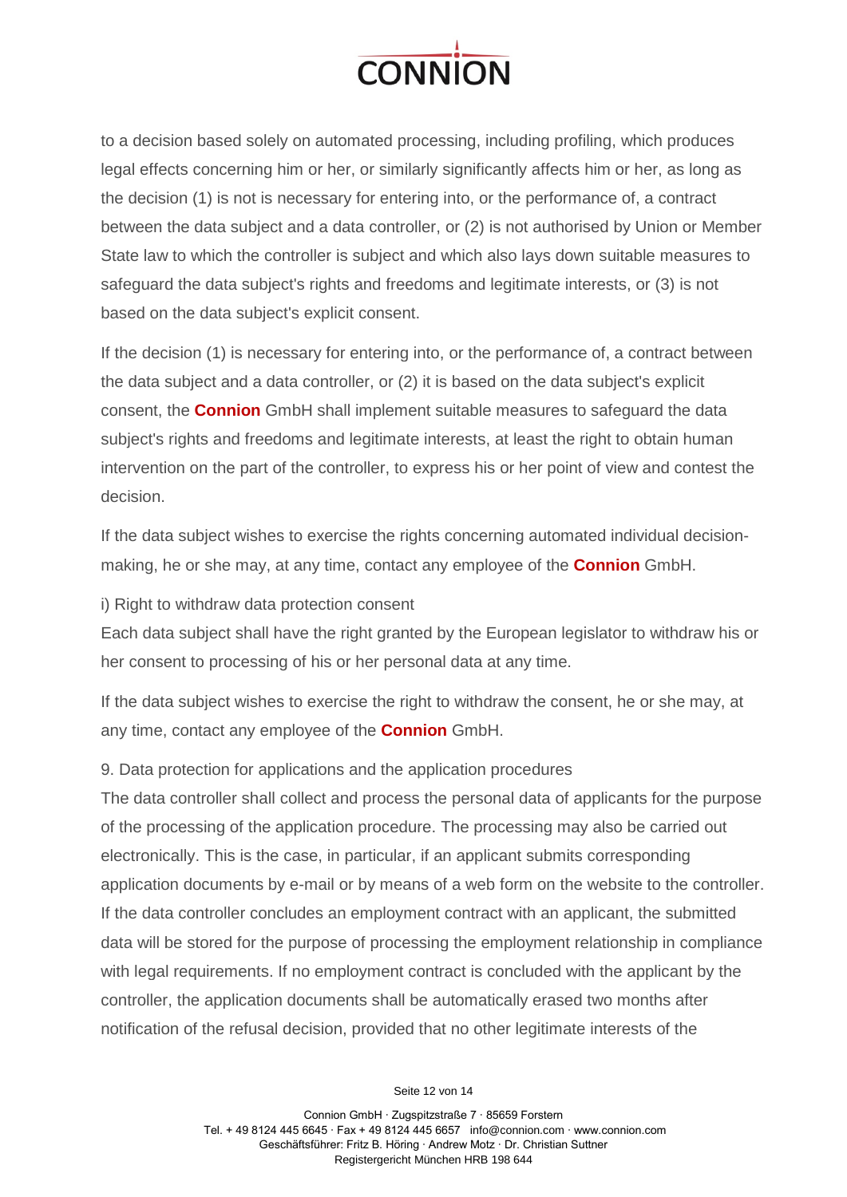to a decision based solely on automated processing, including profiling, which produces legal effects concerning him or her, or similarly significantly affects him or her, as long as the decision (1) is not is necessary for entering into, or the performance of, a contract between the data subject and a data controller, or (2) is not authorised by Union or Member State law to which the controller is subject and which also lays down suitable measures to safeguard the data subject's rights and freedoms and legitimate interests, or (3) is not based on the data subject's explicit consent.

If the decision (1) is necessary for entering into, or the performance of, a contract between the data subject and a data controller, or (2) it is based on the data subject's explicit consent, the **Connion** GmbH shall implement suitable measures to safeguard the data subject's rights and freedoms and legitimate interests, at least the right to obtain human intervention on the part of the controller, to express his or her point of view and contest the decision.

If the data subject wishes to exercise the rights concerning automated individual decision-making, he or she may, at any time, contact any employee of the **Connion** GmbH.

i) Right to withdraw data protection consent
Each data subject shall have the right granted by the European legislator to withdraw his or her consent to processing of his or her personal data at any time.

If the data subject wishes to exercise the right to withdraw the consent, he or she may, at any time, contact any employee of the **Connion** GmbH.

9. Data protection for applications and the application procedures
The data controller shall collect and process the personal data of applicants for the purpose of the processing of the application procedure. The processing may also be carried out electronically. This is the case, in particular, if an applicant submits corresponding application documents by e-mail or by means of a web form on the website to the controller. If the data controller concludes an employment contract with an applicant, the submitted data will be stored for the purpose of processing the employment relationship in compliance with legal requirements. If no employment contract is concluded with the applicant by the controller, the application documents shall be automatically erased two months after notification of the refusal decision, provided that no other legitimate interests of the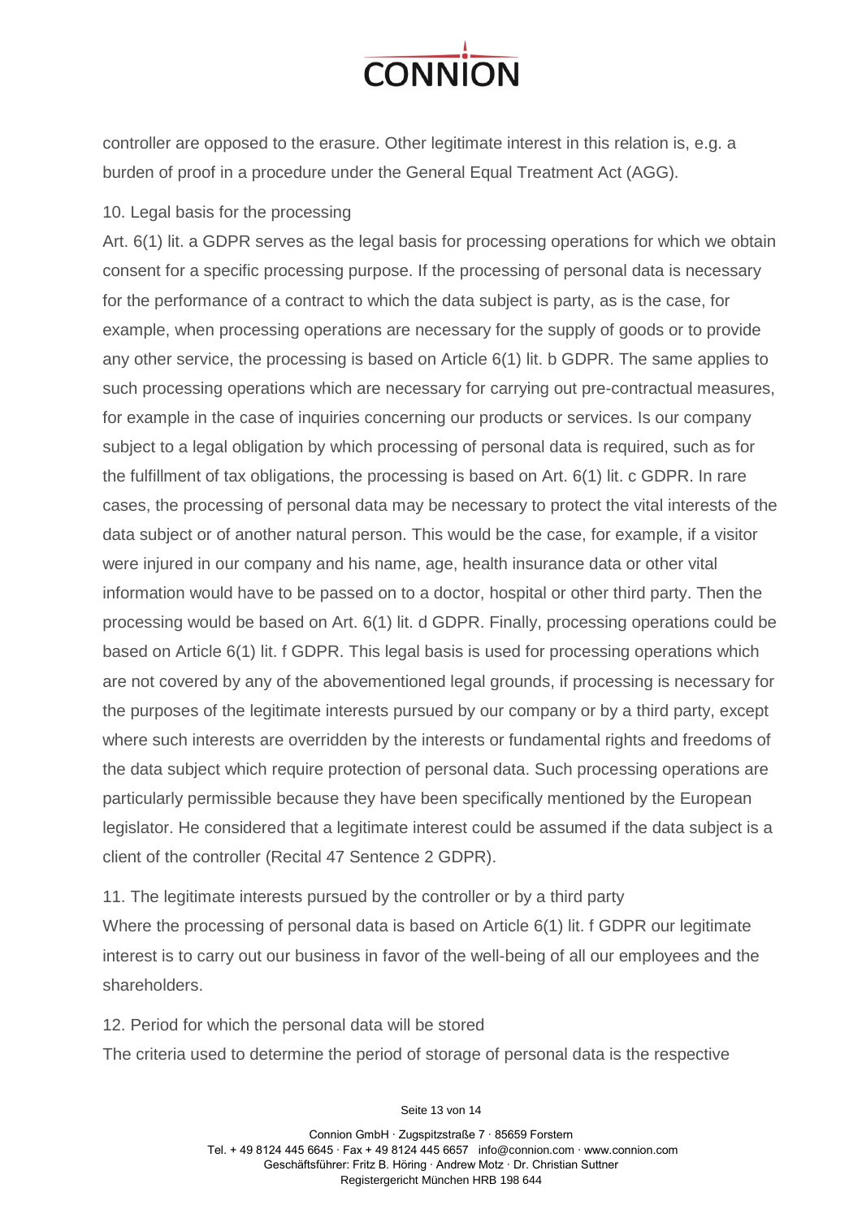controller are opposed to the erasure. Other legitimate interest in this relation is, e.g. a burden of proof in a procedure under the General Equal Treatment Act (AGG).

10. Legal basis for the processing

Art. 6(1) lit. a GDPR serves as the legal basis for processing operations for which we obtain consent for a specific processing purpose. If the processing of personal data is necessary for the performance of a contract to which the data subject is party, as is the case, for example, when processing operations are necessary for the supply of goods or to provide any other service, the processing is based on Article 6(1) lit. b GDPR. The same applies to such processing operations which are necessary for carrying out pre-contractual measures, for example in the case of inquiries concerning our products or services. Is our company subject to a legal obligation by which processing of personal data is required, such as for the fulfillment of tax obligations, the processing is based on Art. 6(1) lit. c GDPR. In rare cases, the processing of personal data may be necessary to protect the vital interests of the data subject or of another natural person. This would be the case, for example, if a visitor were injured in our company and his name, age, health insurance data or other vital information would have to be passed on to a doctor, hospital or other third party. Then the processing would be based on Art. 6(1) lit. d GDPR. Finally, processing operations could be based on Article 6(1) lit. f GDPR. This legal basis is used for processing operations which are not covered by any of the abovementioned legal grounds, if processing is necessary for the purposes of the legitimate interests pursued by our company or by a third party, except where such interests are overridden by the interests or fundamental rights and freedoms of the data subject which require protection of personal data. Such processing operations are particularly permissible because they have been specifically mentioned by the European legislator. He considered that a legitimate interest could be assumed if the data subject is a client of the controller (Recital 47 Sentence 2 GDPR).

11. The legitimate interests pursued by the controller or by a third party

Where the processing of personal data is based on Article 6(1) lit. f GDPR our legitimate interest is to carry out our business in favor of the well-being of all our employees and the shareholders.

12. Period for which the personal data will be stored

The criteria used to determine the period of storage of personal data is the respective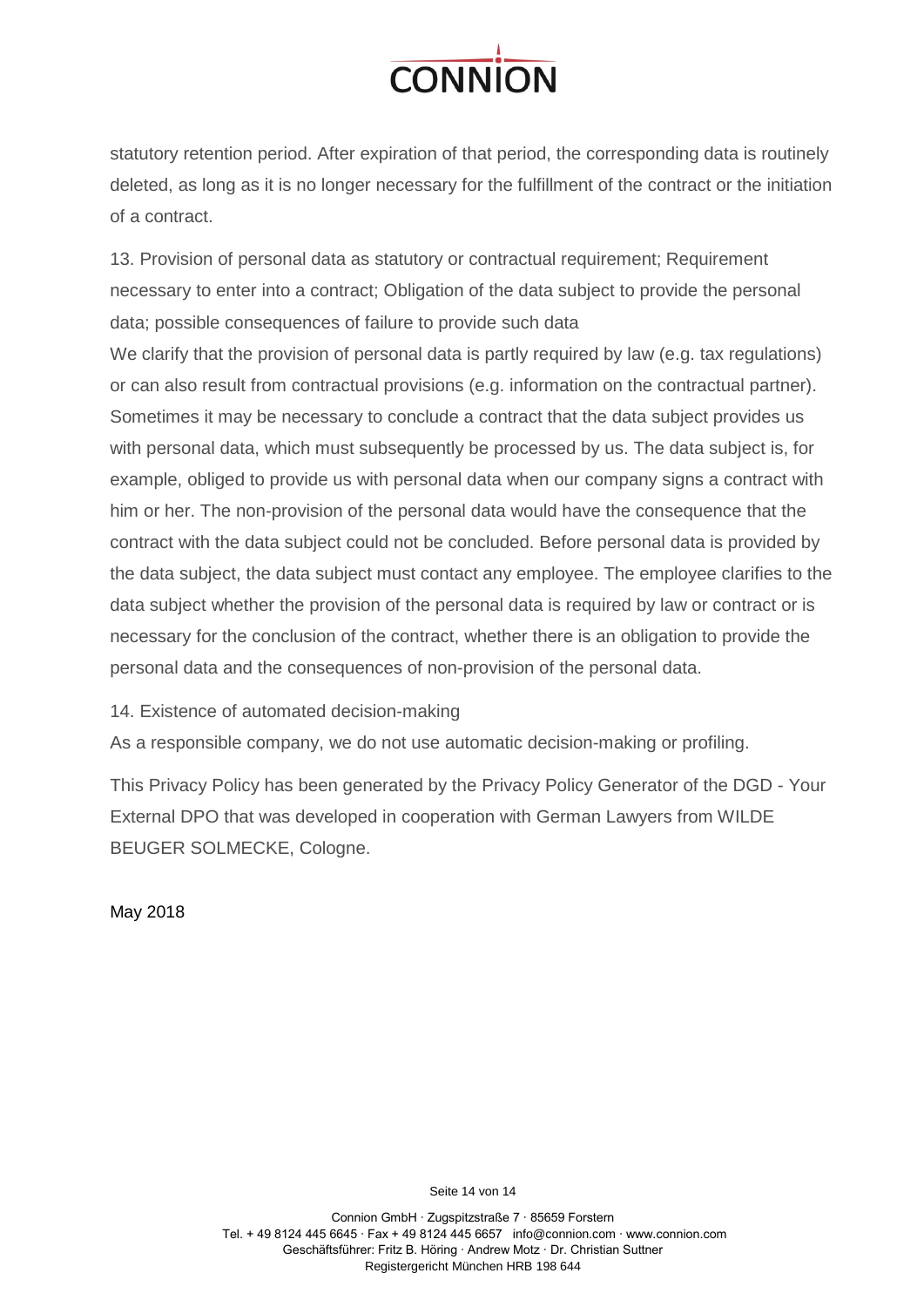statutory retention period. After expiration of that period, the corresponding data is routinely deleted, as long as it is no longer necessary for the fulfillment of the contract or the initiation of a contract.

13. Provision of personal data as statutory or contractual requirement; Requirement necessary to enter into a contract; Obligation of the data subject to provide the personal data; possible consequences of failure to provide such data

We clarify that the provision of personal data is partly required by law (e.g. tax regulations) or can also result from contractual provisions (e.g. information on the contractual partner). Sometimes it may be necessary to conclude a contract that the data subject provides us with personal data, which must subsequently be processed by us. The data subject is, for example, obliged to provide us with personal data when our company signs a contract with him or her. The non-provision of the personal data would have the consequence that the contract with the data subject could not be concluded. Before personal data is provided by the data subject, the data subject must contact any employee. The employee clarifies to the data subject whether the provision of the personal data is required by law or contract or is necessary for the conclusion of the contract, whether there is an obligation to provide the personal data and the consequences of non-provision of the personal data.

14. Existence of automated decision-making

As a responsible company, we do not use automatic decision-making or profiling.

This Privacy Policy has been generated by the Privacy Policy Generator of the DGD - Your External DPO that was developed in cooperation with German Lawyers from WILDE BEUGER SOLMECKE, Cologne.

May 2018